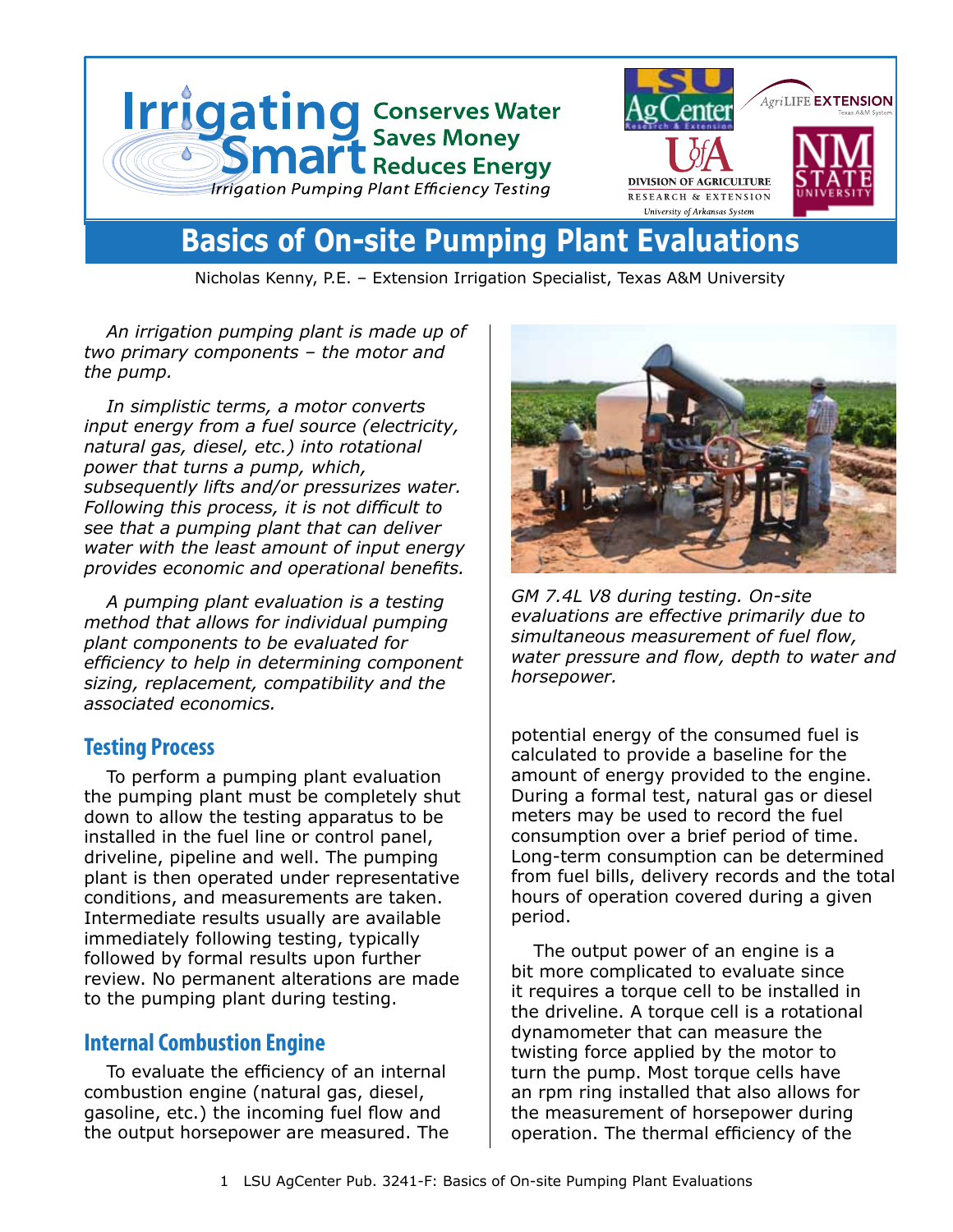**Irrigating Smart** — Conserves Water, Saves Money, Reduces Energy

*Irrigation Pumping Plant Efficiency Testing*

# Basics of On-site Pumping Plant Evaluations

Nicholas Kenny, P.E. – Extension Irrigation Specialist, Texas A&M University

*An irrigation pumping plant is made up of two primary components – the motor and the pump.*

*In simplistic terms, a motor converts input energy from a fuel source (electricity, natural gas, diesel, etc.) into rotational power that turns a pump, which, subsequently lifts and/or pressurizes water. Following this process, it is not difficult to see that a pumping plant that can deliver water with the least amount of input energy provides economic and operational benefits.*

*A pumping plant evaluation is a testing method that allows for individual pumping plant components to be evaluated for efficiency to help in determining component sizing, replacement, compatibility and the associated economics.*

*GM 7.4L V8 during testing. On-site evaluations are effective primarily due to simultaneous measurement of fuel flow, water pressure and flow, depth to water and horsepower.*

## Testing Process

To perform a pumping plant evaluation the pumping plant must be completely shut down to allow the testing apparatus to be installed in the fuel line or control panel, driveline, pipeline and well. The pumping plant is then operated under representative conditions, and measurements are taken. Intermediate results usually are available immediately following testing, typically followed by formal results upon further review. No permanent alterations are made to the pumping plant during testing.

## Internal Combustion Engine

To evaluate the efficiency of an internal combustion engine (natural gas, diesel, gasoline, etc.) the incoming fuel flow and the output horsepower are measured. The potential energy of the consumed fuel is calculated to provide a baseline for the amount of energy provided to the engine. During a formal test, natural gas or diesel meters may be used to record the fuel consumption over a brief period of time. Long-term consumption can be determined from fuel bills, delivery records and the total hours of operation covered during a given period.

The output power of an engine is a bit more complicated to evaluate since it requires a torque cell to be installed in the driveline. A torque cell is a rotational dynamometer that can measure the twisting force applied by the motor to turn the pump. Most torque cells have an rpm ring installed that also allows for the measurement of horsepower during operation. The thermal efficiency of the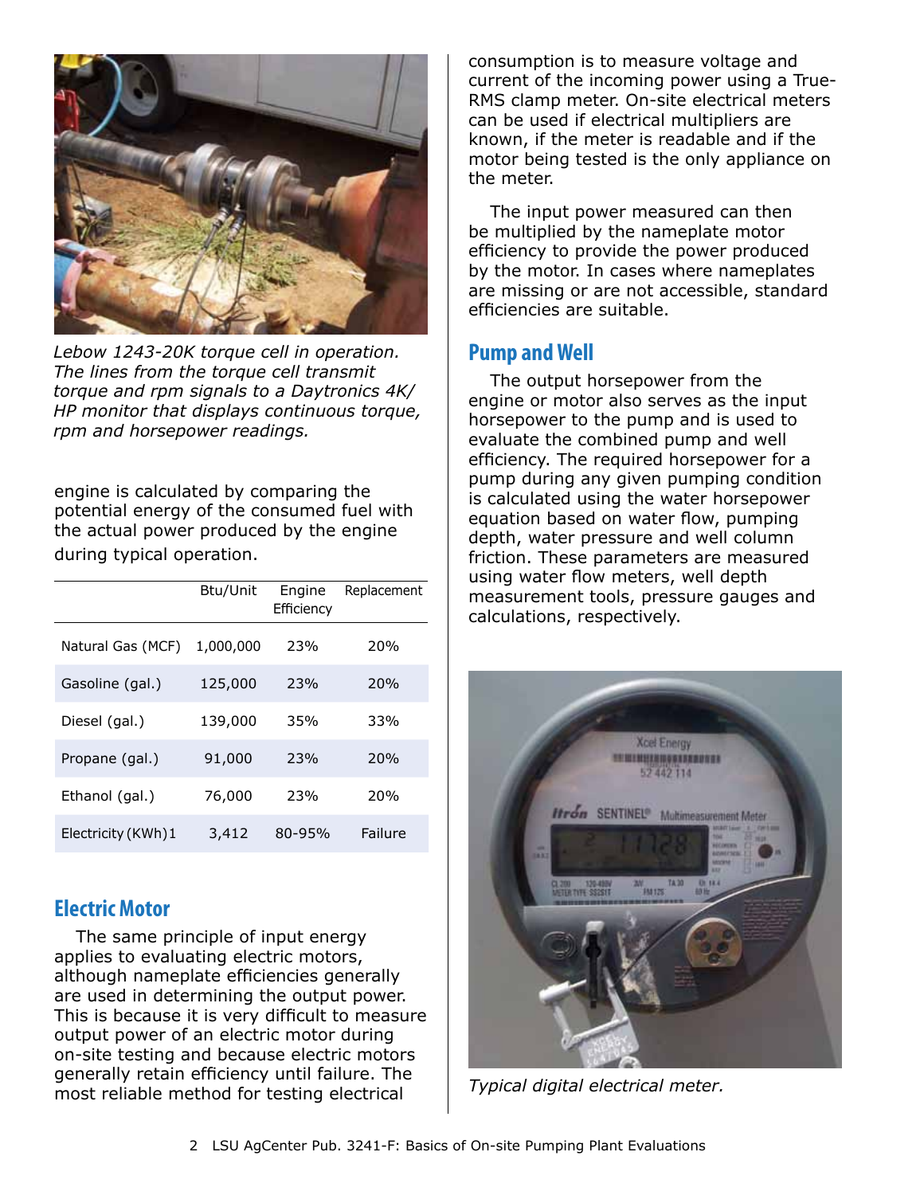*Lebow 1243-20K torque cell in operation. The lines from the torque cell transmit torque and rpm signals to a Daytronics 4K/HP monitor that displays continuous torque, rpm and horsepower readings.*

engine is calculated by comparing the potential energy of the consumed fuel with the actual power produced by the engine during typical operation.

| | Btu/Unit | Engine Efficiency | Replacement |
|---|---|---|---|
| Natural Gas (MCF) | 1,000,000 | 23% | 20% |
| Gasoline (gal.) | 125,000 | 23% | 20% |
| Diesel (gal.) | 139,000 | 35% | 33% |
| Propane (gal.) | 91,000 | 23% | 20% |
| Ethanol (gal.) | 76,000 | 23% | 20% |
| Electricity (KWh)1 | 3,412 | 80-95% | Failure |

## Electric Motor

The same principle of input energy applies to evaluating electric motors, although nameplate efficiencies generally are used in determining the output power. This is because it is very difficult to measure output power of an electric motor during on-site testing and because electric motors generally retain efficiency until failure. The most reliable method for testing electrical consumption is to measure voltage and current of the incoming power using a True-RMS clamp meter. On-site electrical meters can be used if electrical multipliers are known, if the meter is readable and if the motor being tested is the only appliance on the meter.

The input power measured can then be multiplied by the nameplate motor efficiency to provide the power produced by the motor. In cases where nameplates are missing or are not accessible, standard efficiencies are suitable.

## Pump and Well

The output horsepower from the engine or motor also serves as the input horsepower to the pump and is used to evaluate the combined pump and well efficiency. The required horsepower for a pump during any given pumping condition is calculated using the water horsepower equation based on water flow, pumping depth, water pressure and well column friction. These parameters are measured using water flow meters, well depth measurement tools, pressure gauges and calculations, respectively.

*Typical digital electrical meter.*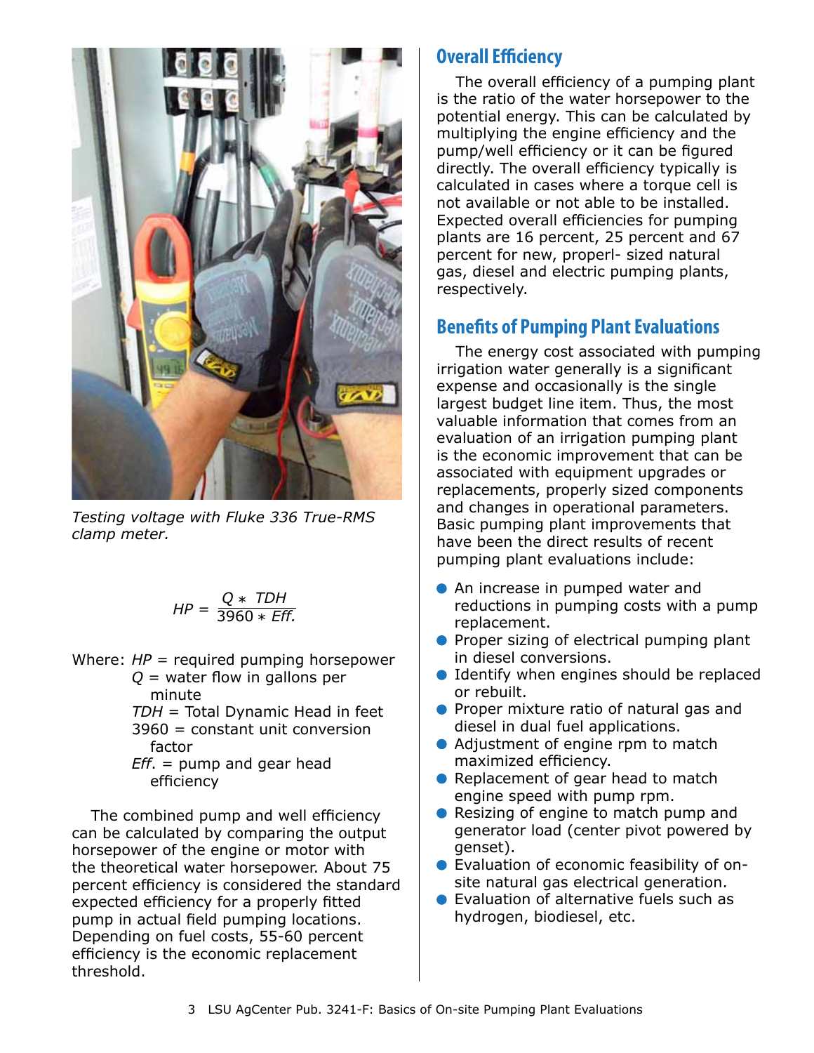Testing voltage with Fluke 336 True-RMS clamp meter.

$$HP = \frac{Q * TDH}{3960 * Eff.}$$

Where: $HP$ = required pumping horsepower
$Q$ = water flow in gallons per minute
$TDH$ = Total Dynamic Head in feet
3960 = constant unit conversion factor
$Eff.$ = pump and gear head efficiency

The combined pump and well efficiency can be calculated by comparing the output horsepower of the engine or motor with the theoretical water horsepower. About 75 percent efficiency is considered the standard expected efficiency for a properly fitted pump in actual field pumping locations. Depending on fuel costs, 55-60 percent efficiency is the economic replacement threshold.

## Overall Efficiency

The overall efficiency of a pumping plant is the ratio of the water horsepower to the potential energy. This can be calculated by multiplying the engine efficiency and the pump/well efficiency or it can be figured directly. The overall efficiency typically is calculated in cases where a torque cell is not available or not able to be installed. Expected overall efficiencies for pumping plants are 16 percent, 25 percent and 67 percent for new, properl- sized natural gas, diesel and electric pumping plants, respectively.

## Benefits of Pumping Plant Evaluations

The energy cost associated with pumping irrigation water generally is a significant expense and occasionally is the single largest budget line item. Thus, the most valuable information that comes from an evaluation of an irrigation pumping plant is the economic improvement that can be associated with equipment upgrades or replacements, properly sized components and changes in operational parameters. Basic pumping plant improvements that have been the direct results of recent pumping plant evaluations include:

- An increase in pumped water and reductions in pumping costs with a pump replacement.
- Proper sizing of electrical pumping plant in diesel conversions.
- Identify when engines should be replaced or rebuilt.
- Proper mixture ratio of natural gas and diesel in dual fuel applications.
- Adjustment of engine rpm to match maximized efficiency.
- Replacement of gear head to match engine speed with pump rpm.
- Resizing of engine to match pump and generator load (center pivot powered by genset).
- Evaluation of economic feasibility of on-site natural gas electrical generation.
- Evaluation of alternative fuels such as hydrogen, biodiesel, etc.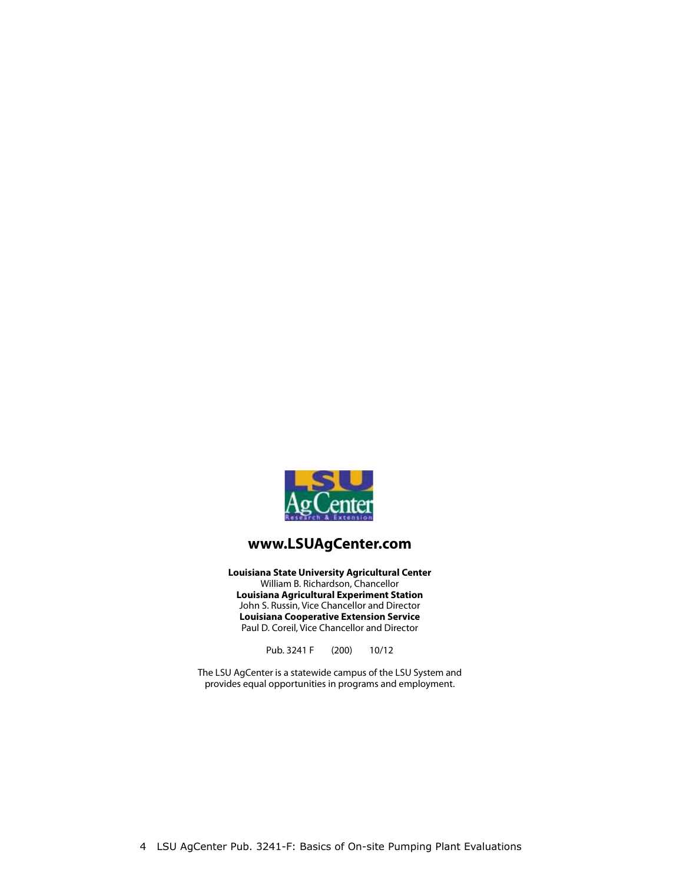**www.LSUAgCenter.com**

**Louisiana State University Agricultural Center**
William B. Richardson, Chancellor
**Louisiana Agricultural Experiment Station**
John S. Russin, Vice Chancellor and Director
**Louisiana Cooperative Extension Service**
Paul D. Coreil, Vice Chancellor and Director

Pub. 3241 F (200) 10/12

The LSU AgCenter is a statewide campus of the LSU System and provides equal opportunities in programs and employment.